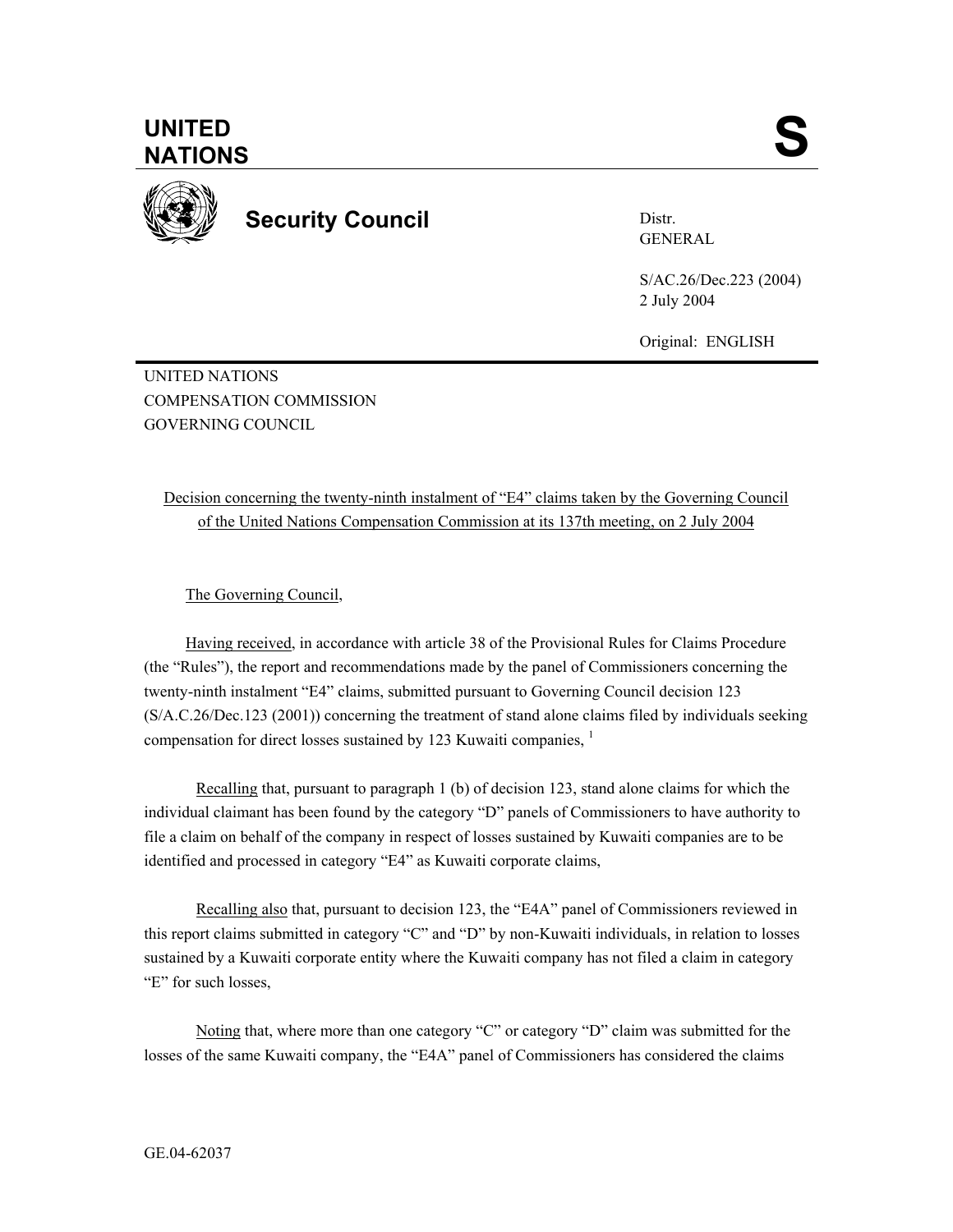UNITED NATIONS

# S

**Security Council**

Distr.
GENERAL

S/AC.26/Dec.223 (2004)
2 July 2004

Original: ENGLISH

UNITED NATIONS
COMPENSATION COMMISSION
GOVERNING COUNCIL

Decision concerning the twenty-ninth instalment of "E4" claims taken by the Governing Council of the United Nations Compensation Commission at its 137th meeting, on 2 July 2004

The Governing Council,

Having received, in accordance with article 38 of the Provisional Rules for Claims Procedure (the "Rules"), the report and recommendations made by the panel of Commissioners concerning the twenty-ninth instalment "E4" claims, submitted pursuant to Governing Council decision 123 (S/A.C.26/Dec.123 (2001)) concerning the treatment of stand alone claims filed by individuals seeking compensation for direct losses sustained by 123 Kuwaiti companies, [1]

Recalling that, pursuant to paragraph 1 (b) of decision 123, stand alone claims for which the individual claimant has been found by the category "D" panels of Commissioners to have authority to file a claim on behalf of the company in respect of losses sustained by Kuwaiti companies are to be identified and processed in category "E4" as Kuwaiti corporate claims,

Recalling also that, pursuant to decision 123, the "E4A" panel of Commissioners reviewed in this report claims submitted in category "C" and "D" by non-Kuwaiti individuals, in relation to losses sustained by a Kuwaiti corporate entity where the Kuwaiti company has not filed a claim in category "E" for such losses,

Noting that, where more than one category "C" or category "D" claim was submitted for the losses of the same Kuwaiti company, the "E4A" panel of Commissioners has considered the claims

GE.04-62037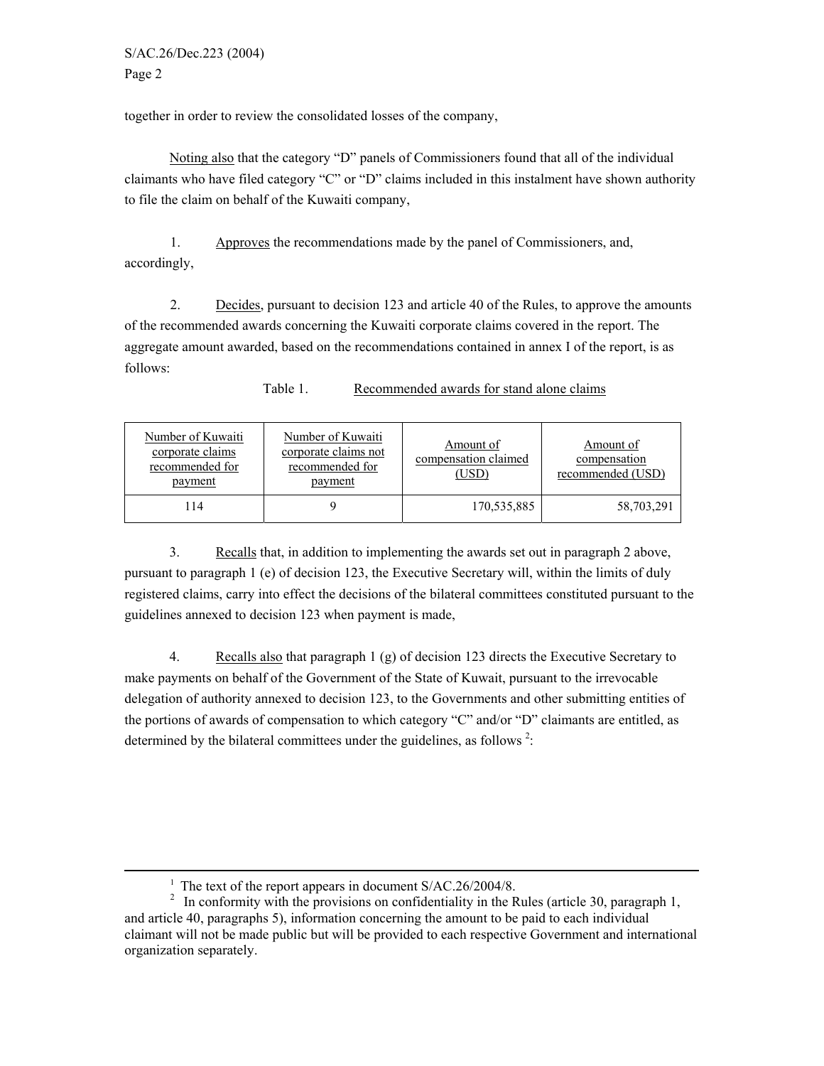together in order to review the consolidated losses of the company,

Noting also that the category "D" panels of Commissioners found that all of the individual claimants who have filed category "C" or "D" claims included in this instalment have shown authority to file the claim on behalf of the Kuwaiti company,

1. Approves the recommendations made by the panel of Commissioners, and, accordingly,

2. Decides, pursuant to decision 123 and article 40 of the Rules, to approve the amounts of the recommended awards concerning the Kuwaiti corporate claims covered in the report. The aggregate amount awarded, based on the recommendations contained in annex I of the report, is as follows:

Table 1. Recommended awards for stand alone claims

| Number of Kuwaiti corporate claims recommended for payment | Number of Kuwaiti corporate claims not recommended for payment | Amount of compensation claimed (USD) | Amount of compensation recommended (USD) |
|---|---|---|---|
| 114 | 9 | 170,535,885 | 58,703,291 |

3. Recalls that, in addition to implementing the awards set out in paragraph 2 above, pursuant to paragraph 1 (e) of decision 123, the Executive Secretary will, within the limits of duly registered claims, carry into effect the decisions of the bilateral committees constituted pursuant to the guidelines annexed to decision 123 when payment is made,

4. Recalls also that paragraph 1 (g) of decision 123 directs the Executive Secretary to make payments on behalf of the Government of the State of Kuwait, pursuant to the irrevocable delegation of authority annexed to decision 123, to the Governments and other submitting entities of the portions of awards of compensation to which category "C" and/or "D" claimants are entitled, as determined by the bilateral committees under the guidelines, as follows [2]:

---

[1] The text of the report appears in document S/AC.26/2004/8.

[2] In conformity with the provisions on confidentiality in the Rules (article 30, paragraph 1, and article 40, paragraphs 5), information concerning the amount to be paid to each individual claimant will not be made public but will be provided to each respective Government and international organization separately.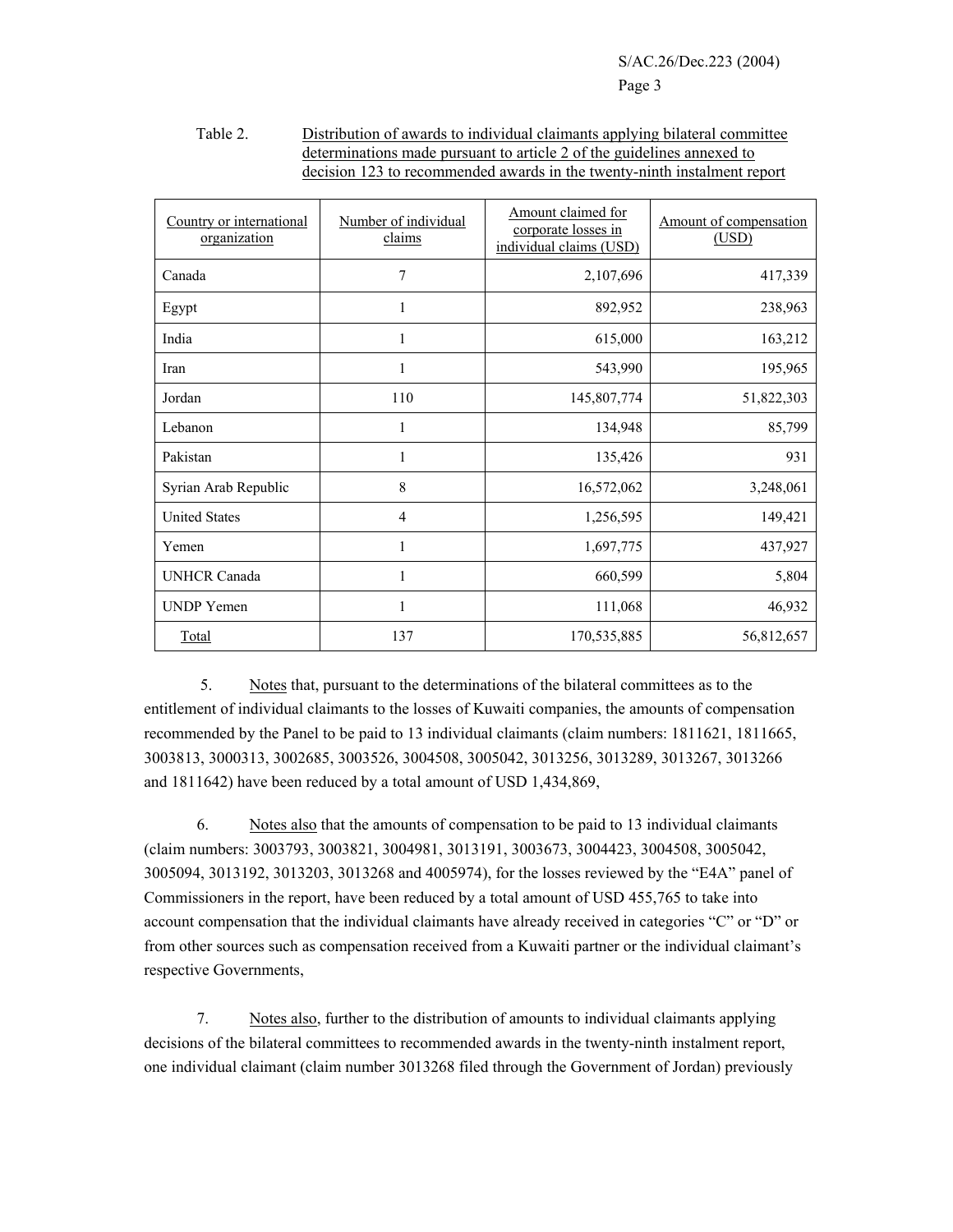Table 2. Distribution of awards to individual claimants applying bilateral committee determinations made pursuant to article 2 of the guidelines annexed to decision 123 to recommended awards in the twenty-ninth instalment report

| Country or international organization | Number of individual claims | Amount claimed for corporate losses in individual claims (USD) | Amount of compensation (USD) |
|---|---|---|---|
| Canada | 7 | 2,107,696 | 417,339 |
| Egypt | 1 | 892,952 | 238,963 |
| India | 1 | 615,000 | 163,212 |
| Iran | 1 | 543,990 | 195,965 |
| Jordan | 110 | 145,807,774 | 51,822,303 |
| Lebanon | 1 | 134,948 | 85,799 |
| Pakistan | 1 | 135,426 | 931 |
| Syrian Arab Republic | 8 | 16,572,062 | 3,248,061 |
| United States | 4 | 1,256,595 | 149,421 |
| Yemen | 1 | 1,697,775 | 437,927 |
| UNHCR Canada | 1 | 660,599 | 5,804 |
| UNDP Yemen | 1 | 111,068 | 46,932 |
| Total | 137 | 170,535,885 | 56,812,657 |

5. Notes that, pursuant to the determinations of the bilateral committees as to the entitlement of individual claimants to the losses of Kuwaiti companies, the amounts of compensation recommended by the Panel to be paid to 13 individual claimants (claim numbers: 1811621, 1811665, 3003813, 3000313, 3002685, 3003526, 3004508, 3005042, 3013256, 3013289, 3013267, 3013266 and 1811642) have been reduced by a total amount of USD 1,434,869,

6. Notes also that the amounts of compensation to be paid to 13 individual claimants (claim numbers: 3003793, 3003821, 3004981, 3013191, 3003673, 3004423, 3004508, 3005042, 3005094, 3013192, 3013203, 3013268 and 4005974), for the losses reviewed by the "E4A" panel of Commissioners in the report, have been reduced by a total amount of USD 455,765 to take into account compensation that the individual claimants have already received in categories "C" or "D" or from other sources such as compensation received from a Kuwaiti partner or the individual claimant's respective Governments,

7. Notes also, further to the distribution of amounts to individual claimants applying decisions of the bilateral committees to recommended awards in the twenty-ninth instalment report, one individual claimant (claim number 3013268 filed through the Government of Jordan) previously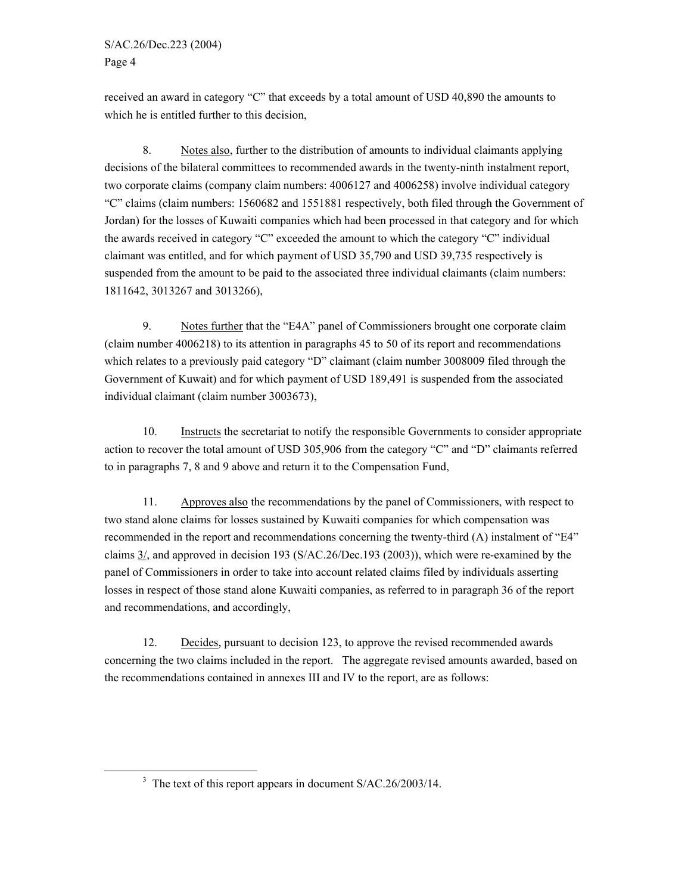received an award in category "C" that exceeds by a total amount of USD 40,890 the amounts to which he is entitled further to this decision,

8. Notes also, further to the distribution of amounts to individual claimants applying decisions of the bilateral committees to recommended awards in the twenty-ninth instalment report, two corporate claims (company claim numbers: 4006127 and 4006258) involve individual category "C" claims (claim numbers: 1560682 and 1551881 respectively, both filed through the Government of Jordan) for the losses of Kuwaiti companies which had been processed in that category and for which the awards received in category "C" exceeded the amount to which the category "C" individual claimant was entitled, and for which payment of USD 35,790 and USD 39,735 respectively is suspended from the amount to be paid to the associated three individual claimants (claim numbers: 1811642, 3013267 and 3013266),

9. Notes further that the "E4A" panel of Commissioners brought one corporate claim (claim number 4006218) to its attention in paragraphs 45 to 50 of its report and recommendations which relates to a previously paid category "D" claimant (claim number 3008009 filed through the Government of Kuwait) and for which payment of USD 189,491 is suspended from the associated individual claimant (claim number 3003673),

10. Instructs the secretariat to notify the responsible Governments to consider appropriate action to recover the total amount of USD 305,906 from the category "C" and "D" claimants referred to in paragraphs 7, 8 and 9 above and return it to the Compensation Fund,

11. Approves also the recommendations by the panel of Commissioners, with respect to two stand alone claims for losses sustained by Kuwaiti companies for which compensation was recommended in the report and recommendations concerning the twenty-third (A) instalment of "E4" claims 3/, and approved in decision 193 (S/AC.26/Dec.193 (2003)), which were re-examined by the panel of Commissioners in order to take into account related claims filed by individuals asserting losses in respect of those stand alone Kuwaiti companies, as referred to in paragraph 36 of the report and recommendations, and accordingly,

12. Decides, pursuant to decision 123, to approve the revised recommended awards concerning the two claims included in the report. The aggregate revised amounts awarded, based on the recommendations contained in annexes III and IV to the report, are as follows:

[3] The text of this report appears in document S/AC.26/2003/14.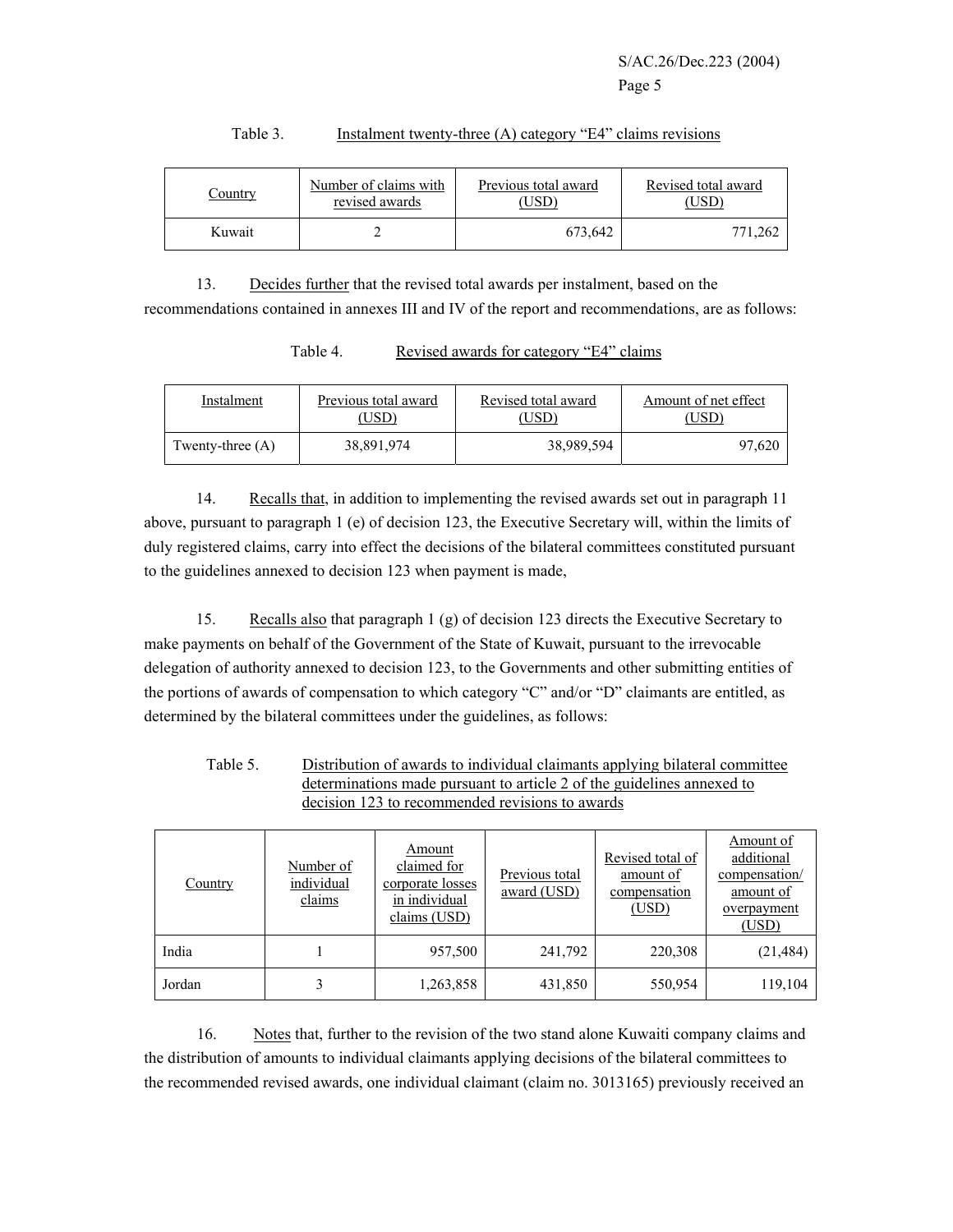Table 3. Instalment twenty-three (A) category "E4" claims revisions

| Country | Number of claims with revised awards | Previous total award (USD) | Revised total award (USD) |
|---|---|---|---|
| Kuwait | 2 | 673,642 | 771,262 |

13. Decides further that the revised total awards per instalment, based on the recommendations contained in annexes III and IV of the report and recommendations, are as follows:

Table 4. Revised awards for category "E4" claims

| Instalment | Previous total award (USD) | Revised total award (USD) | Amount of net effect (USD) |
|---|---|---|---|
| Twenty-three (A) | 38,891,974 | 38,989,594 | 97,620 |

14. Recalls that, in addition to implementing the revised awards set out in paragraph 11 above, pursuant to paragraph 1 (e) of decision 123, the Executive Secretary will, within the limits of duly registered claims, carry into effect the decisions of the bilateral committees constituted pursuant to the guidelines annexed to decision 123 when payment is made,

15. Recalls also that paragraph 1 (g) of decision 123 directs the Executive Secretary to make payments on behalf of the Government of the State of Kuwait, pursuant to the irrevocable delegation of authority annexed to decision 123, to the Governments and other submitting entities of the portions of awards of compensation to which category "C" and/or "D" claimants are entitled, as determined by the bilateral committees under the guidelines, as follows:

Table 5. Distribution of awards to individual claimants applying bilateral committee determinations made pursuant to article 2 of the guidelines annexed to decision 123 to recommended revisions to awards

| Country | Number of individual claims | Amount claimed for corporate losses in individual claims (USD) | Previous total award (USD) | Revised total of amount of compensation (USD) | Amount of additional compensation/ amount of overpayment (USD) |
|---|---|---|---|---|---|
| India | 1 | 957,500 | 241,792 | 220,308 | (21,484) |
| Jordan | 3 | 1,263,858 | 431,850 | 550,954 | 119,104 |

16. Notes that, further to the revision of the two stand alone Kuwaiti company claims and the distribution of amounts to individual claimants applying decisions of the bilateral committees to the recommended revised awards, one individual claimant (claim no. 3013165) previously received an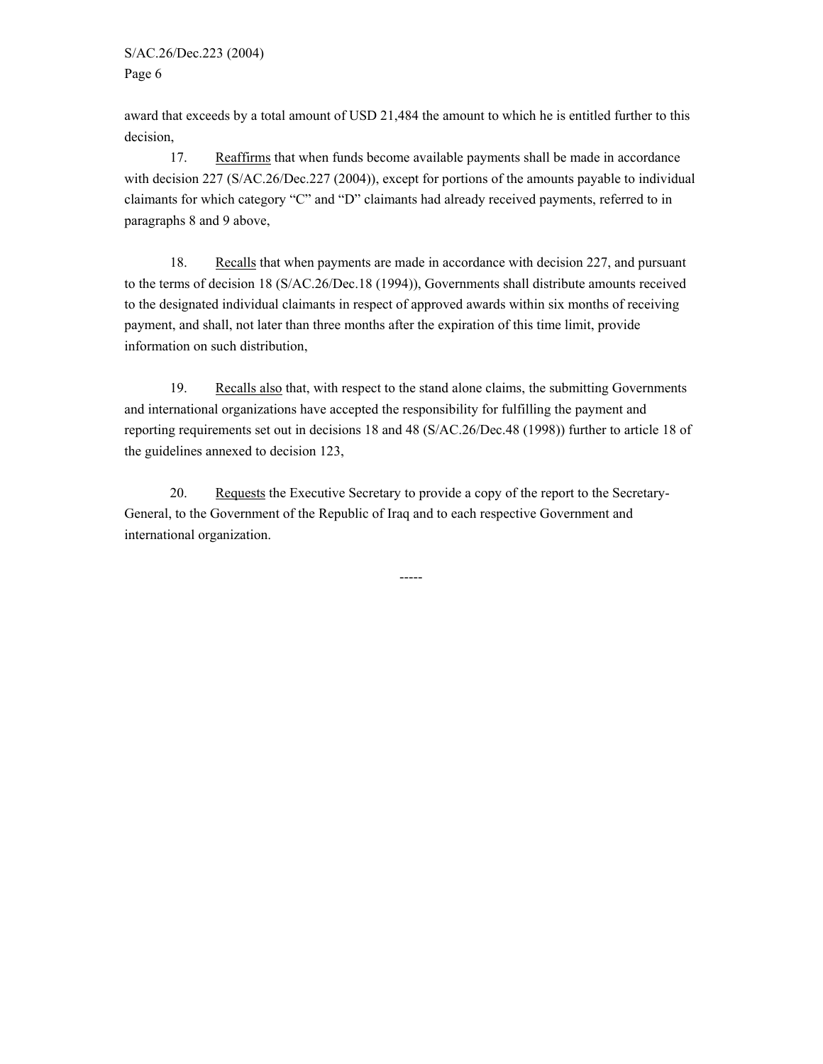award that exceeds by a total amount of USD 21,484 the amount to which he is entitled further to this decision,

17. Reaffirms that when funds become available payments shall be made in accordance with decision 227 (S/AC.26/Dec.227 (2004)), except for portions of the amounts payable to individual claimants for which category "C" and "D" claimants had already received payments, referred to in paragraphs 8 and 9 above,

18. Recalls that when payments are made in accordance with decision 227, and pursuant to the terms of decision 18 (S/AC.26/Dec.18 (1994)), Governments shall distribute amounts received to the designated individual claimants in respect of approved awards within six months of receiving payment, and shall, not later than three months after the expiration of this time limit, provide information on such distribution,

19. Recalls also that, with respect to the stand alone claims, the submitting Governments and international organizations have accepted the responsibility for fulfilling the payment and reporting requirements set out in decisions 18 and 48 (S/AC.26/Dec.48 (1998)) further to article 18 of the guidelines annexed to decision 123,

20. Requests the Executive Secretary to provide a copy of the report to the Secretary-General, to the Government of the Republic of Iraq and to each respective Government and international organization.

-----